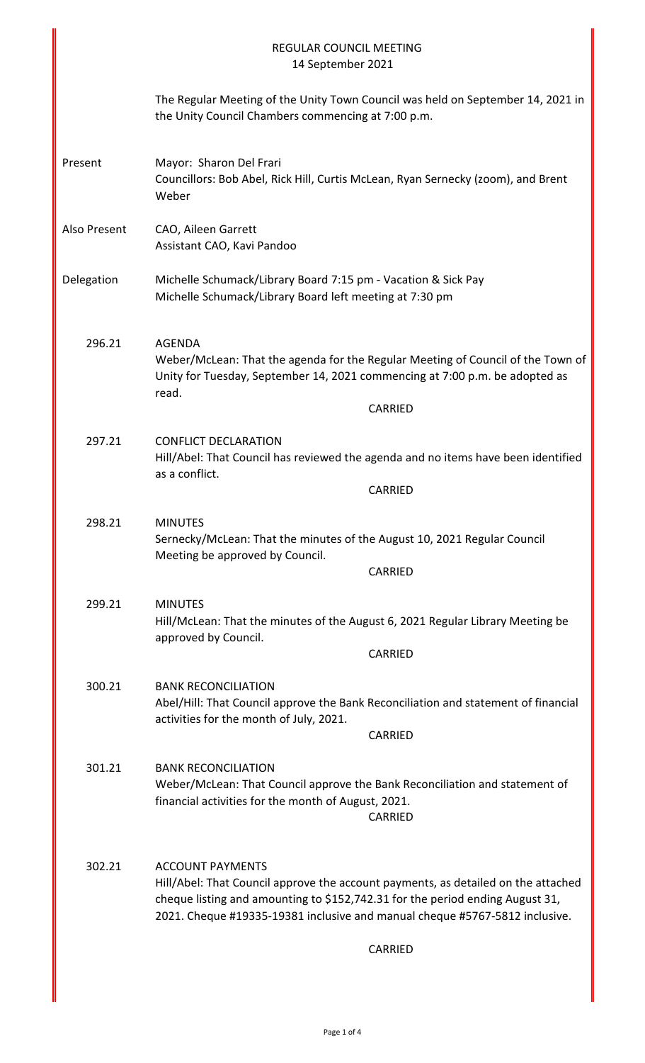# REGULAR COUNCIL MEETING
14 September 2021

The Regular Meeting of the Unity Town Council was held on September 14, 2021 in the Unity Council Chambers commencing at 7:00 p.m.

**Present**
Mayor: Sharon Del Frari
Councillors: Bob Abel, Rick Hill, Curtis McLean, Ryan Sernecky (zoom), and Brent Weber

**Also Present**
CAO, Aileen Garrett
Assistant CAO, Kavi Pandoo

**Delegation**
Michelle Schumack/Library Board 7:15 pm - Vacation & Sick Pay
Michelle Schumack/Library Board left meeting at 7:30 pm

**296.21 AGENDA**
Weber/McLean: That the agenda for the Regular Meeting of Council of the Town of Unity for Tuesday, September 14, 2021 commencing at 7:00 p.m. be adopted as read.

CARRIED

**297.21 CONFLICT DECLARATION**
Hill/Abel: That Council has reviewed the agenda and no items have been identified as a conflict.

CARRIED

**298.21 MINUTES**
Sernecky/McLean: That the minutes of the August 10, 2021 Regular Council Meeting be approved by Council.

CARRIED

**299.21 MINUTES**
Hill/McLean: That the minutes of the August 6, 2021 Regular Library Meeting be approved by Council.

CARRIED

**300.21 BANK RECONCILIATION**
Abel/Hill: That Council approve the Bank Reconciliation and statement of financial activities for the month of July, 2021.

CARRIED

**301.21 BANK RECONCILIATION**
Weber/McLean: That Council approve the Bank Reconciliation and statement of financial activities for the month of August, 2021.

CARRIED

**302.21 ACCOUNT PAYMENTS**
Hill/Abel: That Council approve the account payments, as detailed on the attached cheque listing and amounting to $152,742.31 for the period ending August 31, 2021. Cheque #19335-19381 inclusive and manual cheque #5767-5812 inclusive.

CARRIED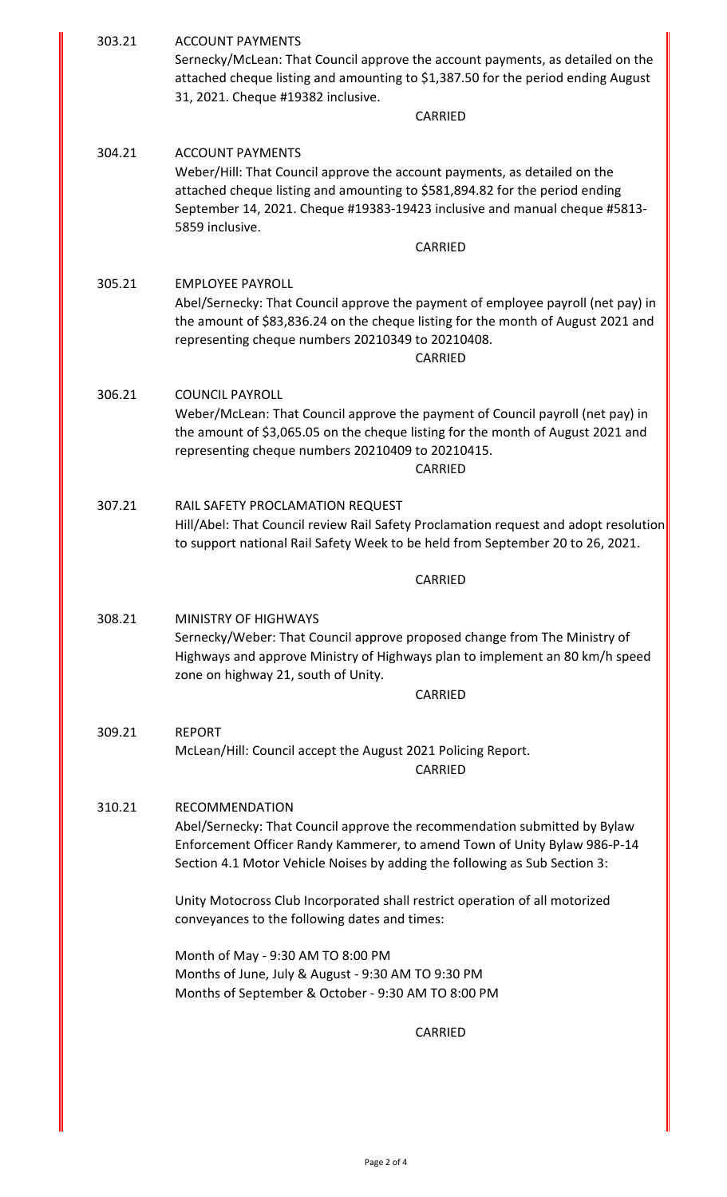303.21 ACCOUNT PAYMENTS

Sernecky/McLean: That Council approve the account payments, as detailed on the attached cheque listing and amounting to $1,387.50 for the period ending August 31, 2021. Cheque #19382 inclusive.

CARRIED

304.21 ACCOUNT PAYMENTS

Weber/Hill: That Council approve the account payments, as detailed on the attached cheque listing and amounting to $581,894.82 for the period ending September 14, 2021. Cheque #19383-19423 inclusive and manual cheque #5813-5859 inclusive.

CARRIED

305.21 EMPLOYEE PAYROLL

Abel/Sernecky: That Council approve the payment of employee payroll (net pay) in the amount of $83,836.24 on the cheque listing for the month of August 2021 and representing cheque numbers 20210349 to 20210408.

CARRIED

306.21 COUNCIL PAYROLL

Weber/McLean: That Council approve the payment of Council payroll (net pay) in the amount of $3,065.05 on the cheque listing for the month of August 2021 and representing cheque numbers 20210409 to 20210415.

CARRIED

307.21 RAIL SAFETY PROCLAMATION REQUEST

Hill/Abel: That Council review Rail Safety Proclamation request and adopt resolution to support national Rail Safety Week to be held from September 20 to 26, 2021.

CARRIED

308.21 MINISTRY OF HIGHWAYS

Sernecky/Weber: That Council approve proposed change from The Ministry of Highways and approve Ministry of Highways plan to implement an 80 km/h speed zone on highway 21, south of Unity.

CARRIED

309.21 REPORT

McLean/Hill: Council accept the August 2021 Policing Report.

CARRIED

310.21 RECOMMENDATION

Abel/Sernecky: That Council approve the recommendation submitted by Bylaw Enforcement Officer Randy Kammerer, to amend Town of Unity Bylaw 986-P-14 Section 4.1 Motor Vehicle Noises by adding the following as Sub Section 3:

Unity Motocross Club Incorporated shall restrict operation of all motorized conveyances to the following dates and times:

Month of May - 9:30 AM TO 8:00 PM
Months of June, July & August - 9:30 AM TO 9:30 PM
Months of September & October - 9:30 AM TO 8:00 PM

CARRIED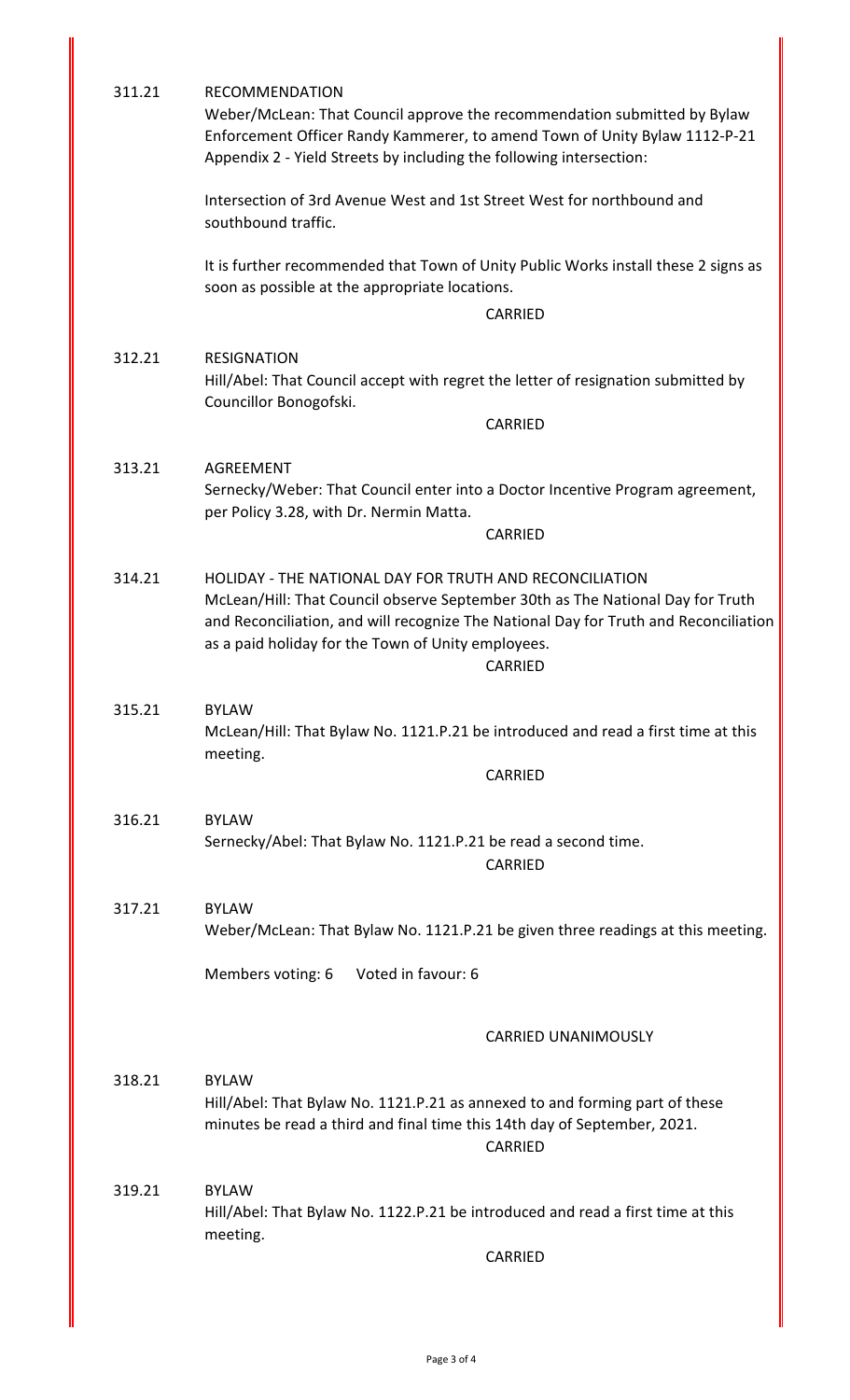311.21 RECOMMENDATION

Weber/McLean: That Council approve the recommendation submitted by Bylaw Enforcement Officer Randy Kammerer, to amend Town of Unity Bylaw 1112-P-21 Appendix 2 - Yield Streets by including the following intersection:

Intersection of 3rd Avenue West and 1st Street West for northbound and southbound traffic.

It is further recommended that Town of Unity Public Works install these 2 signs as soon as possible at the appropriate locations.

CARRIED

312.21 RESIGNATION

Hill/Abel: That Council accept with regret the letter of resignation submitted by Councillor Bonogofski.

CARRIED

313.21 AGREEMENT

Sernecky/Weber: That Council enter into a Doctor Incentive Program agreement, per Policy 3.28, with Dr. Nermin Matta.

CARRIED

314.21 HOLIDAY - THE NATIONAL DAY FOR TRUTH AND RECONCILIATION

McLean/Hill: That Council observe September 30th as The National Day for Truth and Reconciliation, and will recognize The National Day for Truth and Reconciliation as a paid holiday for the Town of Unity employees.

CARRIED

315.21 BYLAW

McLean/Hill: That Bylaw No. 1121.P.21 be introduced and read a first time at this meeting.

CARRIED

316.21 BYLAW

Sernecky/Abel: That Bylaw No. 1121.P.21 be read a second time.

CARRIED

317.21 BYLAW

Weber/McLean: That Bylaw No. 1121.P.21 be given three readings at this meeting.

Members voting: 6 Voted in favour: 6

CARRIED UNANIMOUSLY

318.21 BYLAW

Hill/Abel: That Bylaw No. 1121.P.21 as annexed to and forming part of these minutes be read a third and final time this 14th day of September, 2021.

CARRIED

319.21 BYLAW

Hill/Abel: That Bylaw No. 1122.P.21 be introduced and read a first time at this meeting.

CARRIED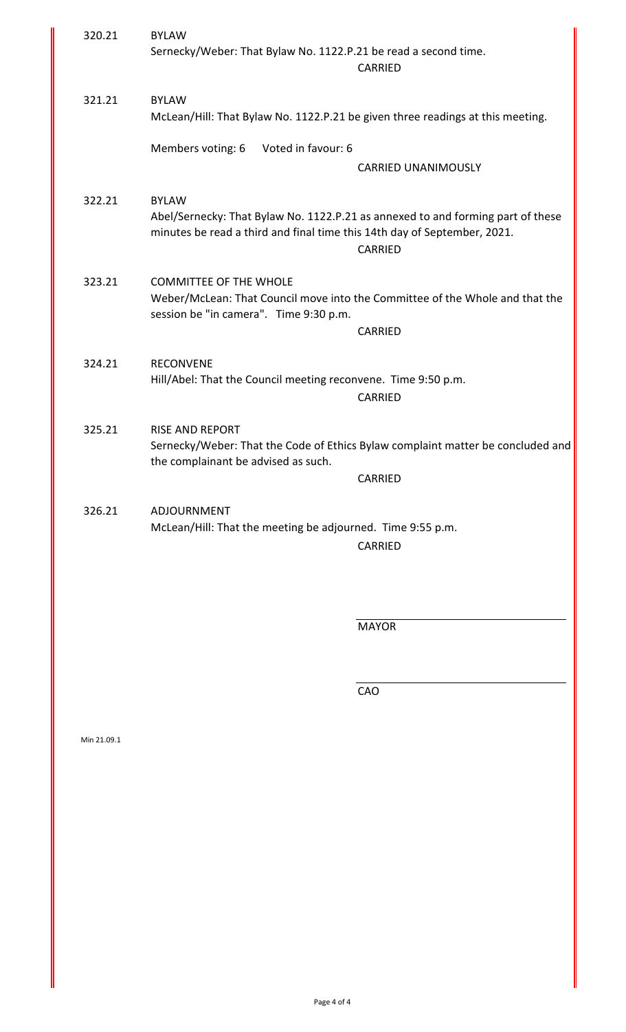320.21 BYLAW
Sernecky/Weber: That Bylaw No. 1122.P.21 be read a second time.
CARRIED

321.21 BYLAW
McLean/Hill: That Bylaw No. 1122.P.21 be given three readings at this meeting.

Members voting: 6 Voted in favour: 6
CARRIED UNANIMOUSLY

322.21 BYLAW
Abel/Sernecky: That Bylaw No. 1122.P.21 as annexed to and forming part of these minutes be read a third and final time this 14th day of September, 2021.
CARRIED

323.21 COMMITTEE OF THE WHOLE
Weber/McLean: That Council move into the Committee of the Whole and that the session be "in camera". Time 9:30 p.m.
CARRIED

324.21 RECONVENE
Hill/Abel: That the Council meeting reconvene. Time 9:50 p.m.
CARRIED

325.21 RISE AND REPORT
Sernecky/Weber: That the Code of Ethics Bylaw complaint matter be concluded and the complainant be advised as such.
CARRIED

326.21 ADJOURNMENT
McLean/Hill: That the meeting be adjourned. Time 9:55 p.m.
CARRIED

MAYOR

CAO

Min 21.09.1